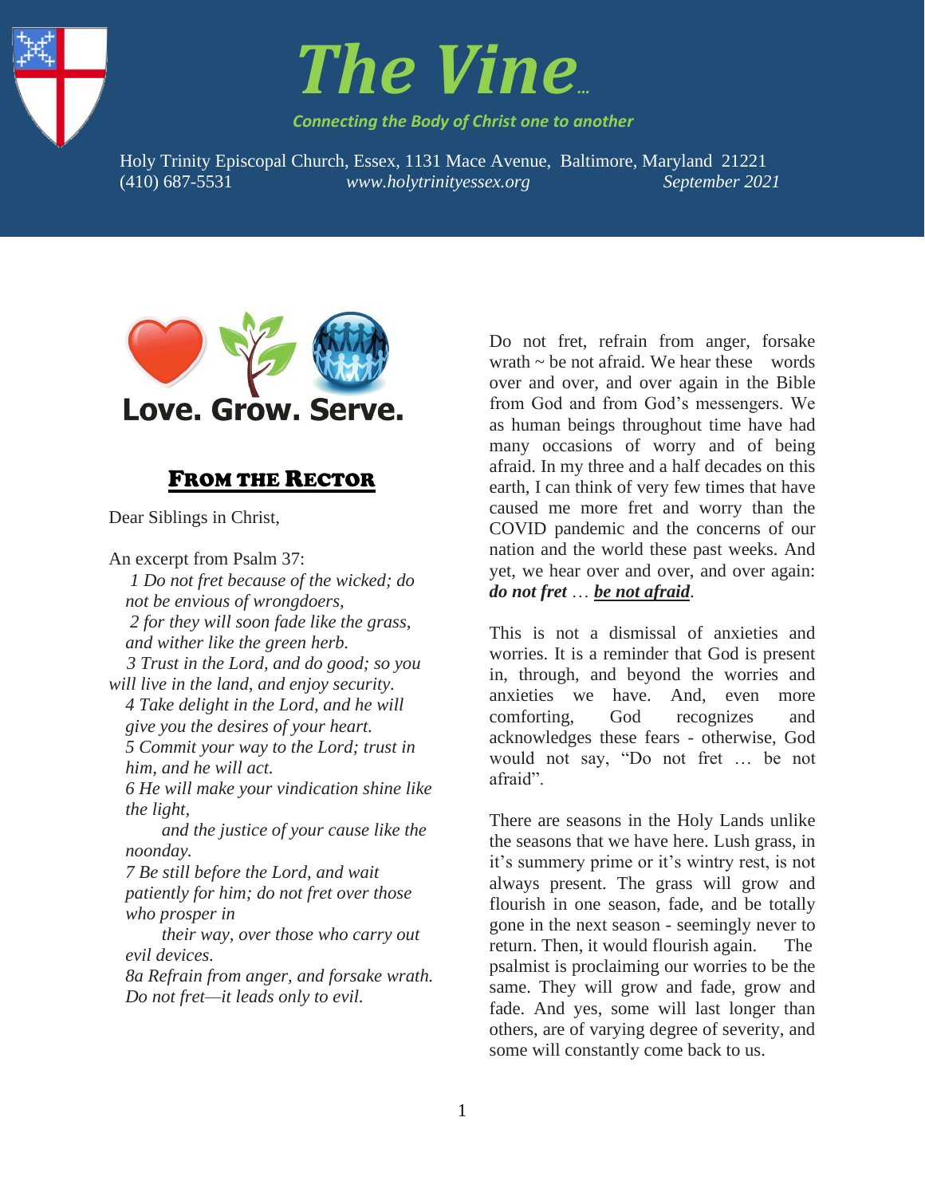# The Vine...

*Connecting the Body of Christ one to another*

Holy Trinity Episcopal Church, Essex, 1131 Mace Avenue, Baltimore, Maryland 21221
(410) 687-5531 *www.holytrinityessex.org* *September 2021*

**Love. Grow. Serve.**

## From the Rector

Dear Siblings in Christ,

An excerpt from Psalm 37:

*1 Do not fret because of the wicked; do not be envious of wrongdoers,*
*2 for they will soon fade like the grass, and wither like the green herb.*
*3 Trust in the Lord, and do good; so you will live in the land, and enjoy security.*
*4 Take delight in the Lord, and he will give you the desires of your heart.*
*5 Commit your way to the Lord; trust in him, and he will act.*
*6 He will make your vindication shine like the light,*
*and the justice of your cause like the noonday.*
*7 Be still before the Lord, and wait patiently for him; do not fret over those who prosper in*
*their way, over those who carry out evil devices.*
*8a Refrain from anger, and forsake wrath. Do not fret—it leads only to evil.*

Do not fret, refrain from anger, forsake wrath ~ be not afraid. We hear these words over and over, and over again in the Bible from God and from God's messengers. We as human beings throughout time have had many occasions of worry and of being afraid. In my three and a half decades on this earth, I can think of very few times that have caused me more fret and worry than the COVID pandemic and the concerns of our nation and the world these past weeks. And yet, we hear over and over, and over again: ***do not fret*** … ***be not afraid***.

This is not a dismissal of anxieties and worries. It is a reminder that God is present in, through, and beyond the worries and anxieties we have. And, even more comforting, God recognizes and acknowledges these fears - otherwise, God would not say, "Do not fret … be not afraid".

There are seasons in the Holy Lands unlike the seasons that we have here. Lush grass, in it's summery prime or it's wintry rest, is not always present. The grass will grow and flourish in one season, fade, and be totally gone in the next season - seemingly never to return. Then, it would flourish again. The psalmist is proclaiming our worries to be the same. They will grow and fade, grow and fade. And yes, some will last longer than others, are of varying degree of severity, and some will constantly come back to us.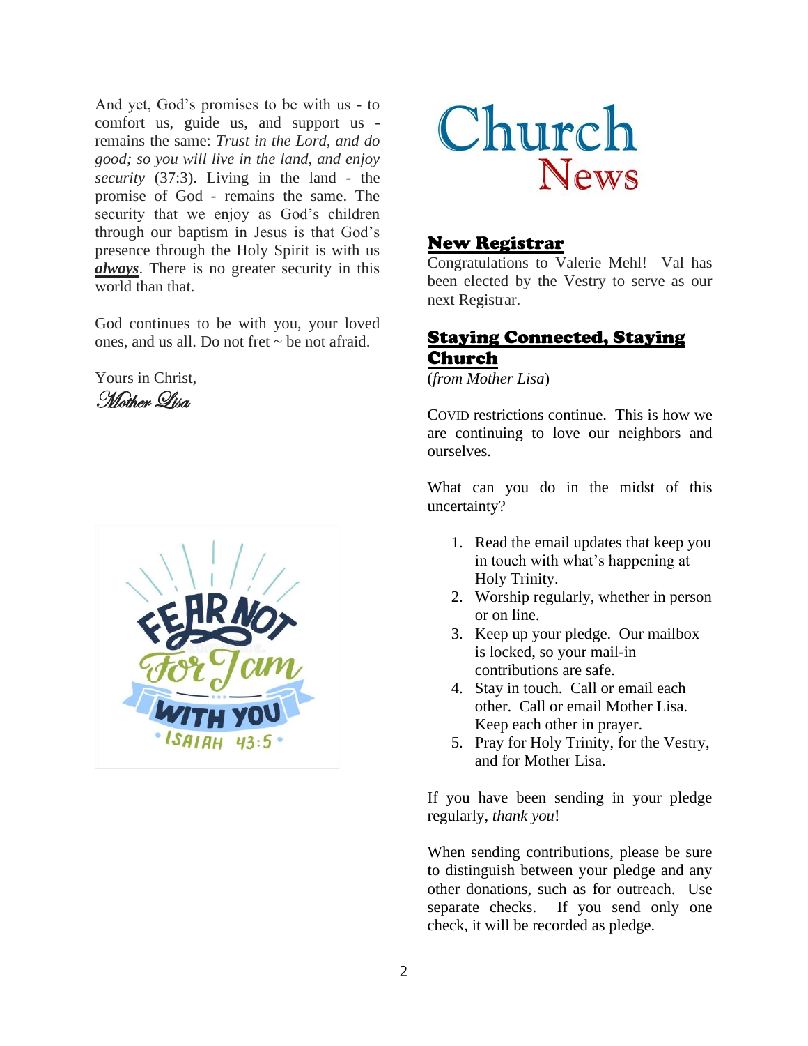And yet, God's promises to be with us - to comfort us, guide us, and support us - remains the same: *Trust in the Lord, and do good; so you will live in the land, and enjoy security* (37:3). Living in the land - the promise of God - remains the same. The security that we enjoy as God's children through our baptism in Jesus is that God's presence through the Holy Spirit is with us ***always***. There is no greater security in this world than that.

God continues to be with you, your loved ones, and us all. Do not fret ~ be not afraid.

Yours in Christ,
*Mother Lisa*

# Church News

## New Registrar

Congratulations to Valerie Mehl! Val has been elected by the Vestry to serve as our next Registrar.

## Staying Connected, Staying Church

(*from Mother Lisa*)

COVID restrictions continue. This is how we are continuing to love our neighbors and ourselves.

What can you do in the midst of this uncertainty?

1. Read the email updates that keep you in touch with what's happening at Holy Trinity.
2. Worship regularly, whether in person or on line.
3. Keep up your pledge. Our mailbox is locked, so your mail-in contributions are safe.
4. Stay in touch. Call or email each other. Call or email Mother Lisa. Keep each other in prayer.
5. Pray for Holy Trinity, for the Vestry, and for Mother Lisa.

If you have been sending in your pledge regularly, *thank you*!

When sending contributions, please be sure to distinguish between your pledge and any other donations, such as for outreach. Use separate checks. If you send only one check, it will be recorded as pledge.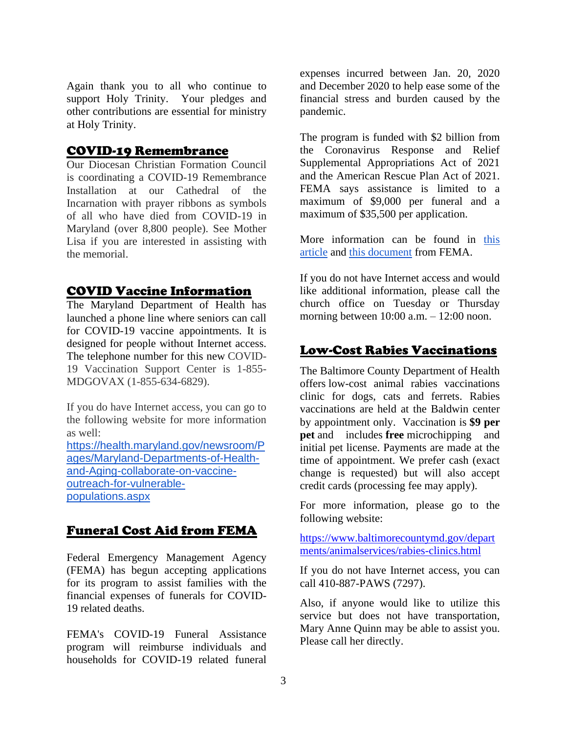Again thank you to all who continue to support Holy Trinity. Your pledges and other contributions are essential for ministry at Holy Trinity.

## COVID-19 Remembrance

Our Diocesan Christian Formation Council is coordinating a COVID-19 Remembrance Installation at our Cathedral of the Incarnation with prayer ribbons as symbols of all who have died from COVID-19 in Maryland (over 8,800 people). See Mother Lisa if you are interested in assisting with the memorial.

## COVID Vaccine Information

The Maryland Department of Health has launched a phone line where seniors can call for COVID-19 vaccine appointments. It is designed for people without Internet access. The telephone number for this new COVID-19 Vaccination Support Center is 1-855-MDGOVAX (1-855-634-6829).

If you do have Internet access, you can go to the following website for more information as well:
[https://health.maryland.gov/newsroom/Pages/Maryland-Departments-of-Health-and-Aging-collaborate-on-vaccine-outreach-for-vulnerable-populations.aspx](https://health.maryland.gov/newsroom/Pages/Maryland-Departments-of-Health-and-Aging-collaborate-on-vaccine-outreach-for-vulnerable-populations.aspx)

## Funeral Cost Aid from FEMA

Federal Emergency Management Agency (FEMA) has begun accepting applications for its program to assist families with the financial expenses of funerals for COVID-19 related deaths.

FEMA's COVID-19 Funeral Assistance program will reimburse individuals and households for COVID-19 related funeral expenses incurred between Jan. 20, 2020 and December 2020 to help ease some of the financial stress and burden caused by the pandemic.

The program is funded with $2 billion from the Coronavirus Response and Relief Supplemental Appropriations Act of 2021 and the American Rescue Plan Act of 2021. FEMA says assistance is limited to a maximum of $9,000 per funeral and a maximum of $35,500 per application.

More information can be found in this article and this document from FEMA.

If you do not have Internet access and would like additional information, please call the church office on Tuesday or Thursday morning between 10:00 a.m. – 12:00 noon.

## Low-Cost Rabies Vaccinations

The Baltimore County Department of Health offers low-cost animal rabies vaccinations clinic for dogs, cats and ferrets. Rabies vaccinations are held at the Baldwin center by appointment only. Vaccination is **$9 per pet** and includes **free** microchipping and initial pet license. Payments are made at the time of appointment. We prefer cash (exact change is requested) but will also accept credit cards (processing fee may apply).

For more information, please go to the following website:

[https://www.baltimorecountymd.gov/departments/animalservices/rabies-clinics.html](https://www.baltimorecountymd.gov/departments/animalservices/rabies-clinics.html)

If you do not have Internet access, you can call 410-887-PAWS (7297).

Also, if anyone would like to utilize this service but does not have transportation, Mary Anne Quinn may be able to assist you. Please call her directly.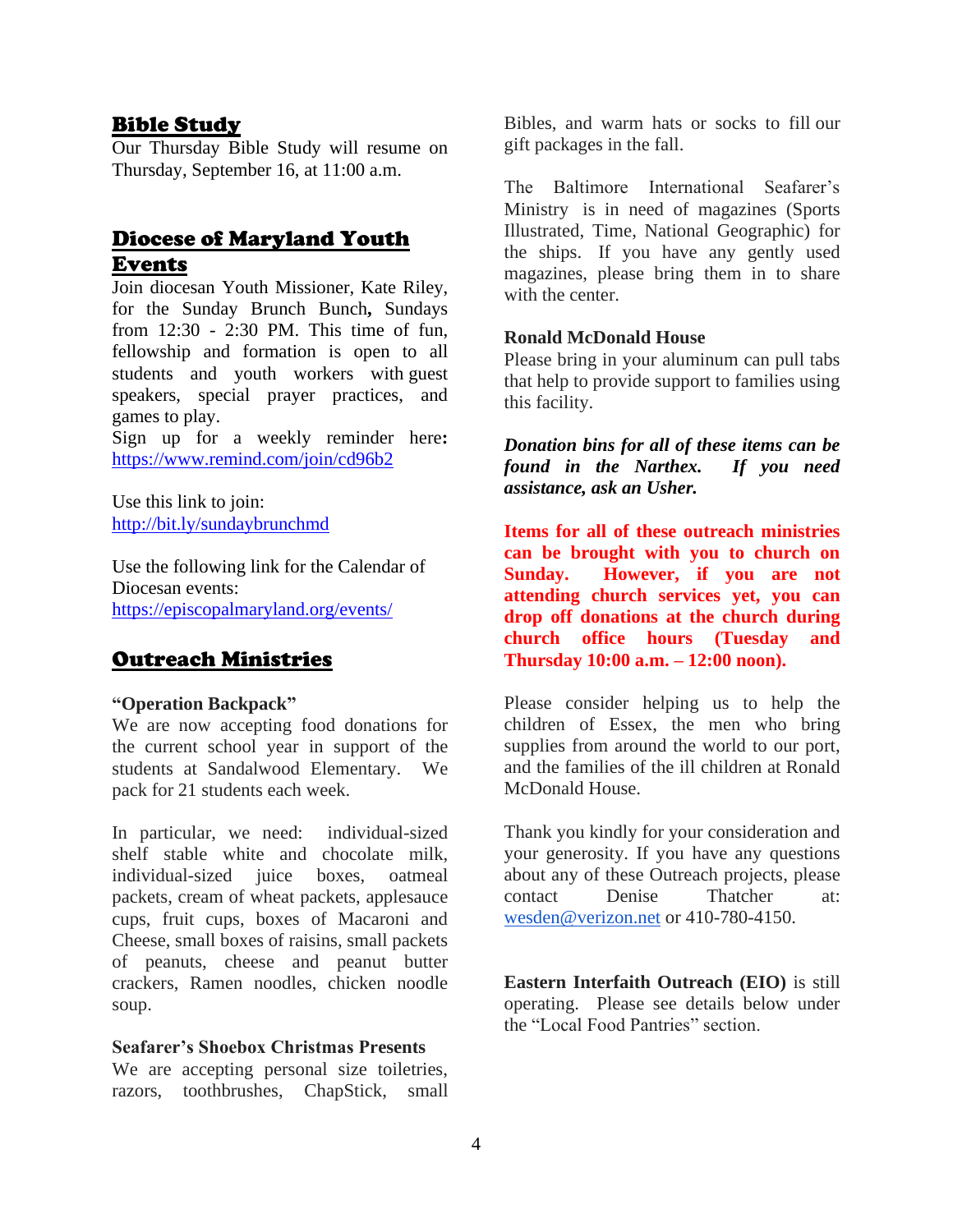## Bible Study

Our Thursday Bible Study will resume on Thursday, September 16, at 11:00 a.m.

## Diocese of Maryland Youth Events

Join diocesan Youth Missioner, Kate Riley, for the Sunday Brunch Bunch**,** Sundays from 12:30 - 2:30 PM. This time of fun, fellowship and formation is open to all students and youth workers with guest speakers, special prayer practices, and games to play.

Sign up for a weekly reminder here**:** https://www.remind.com/join/cd96b2

Use this link to join:
http://bit.ly/sundaybrunchmd

Use the following link for the Calendar of Diocesan events:
https://episcopalmaryland.org/events/

## Outreach Ministries

**"Operation Backpack"**

We are now accepting food donations for the current school year in support of the students at Sandalwood Elementary. We pack for 21 students each week.

In particular, we need: individual-sized shelf stable white and chocolate milk, individual-sized juice boxes, oatmeal packets, cream of wheat packets, applesauce cups, fruit cups, boxes of Macaroni and Cheese, small boxes of raisins, small packets of peanuts, cheese and peanut butter crackers, Ramen noodles, chicken noodle soup.

**Seafarer's Shoebox Christmas Presents**

We are accepting personal size toiletries, razors, toothbrushes, ChapStick, small Bibles, and warm hats or socks to fill our gift packages in the fall.

The Baltimore International Seafarer's Ministry is in need of magazines (Sports Illustrated, Time, National Geographic) for the ships. If you have any gently used magazines, please bring them in to share with the center.

**Ronald McDonald House**

Please bring in your aluminum can pull tabs that help to provide support to families using this facility.

***Donation bins for all of these items can be found in the Narthex. If you need assistance, ask an Usher.***

**Items for all of these outreach ministries can be brought with you to church on Sunday. However, if you are not attending church services yet, you can drop off donations at the church during church office hours (Tuesday and Thursday 10:00 a.m. – 12:00 noon).**

Please consider helping us to help the children of Essex, the men who bring supplies from around the world to our port, and the families of the ill children at Ronald McDonald House.

Thank you kindly for your consideration and your generosity. If you have any questions about any of these Outreach projects, please contact Denise Thatcher at: wesden@verizon.net or 410-780-4150.

**Eastern Interfaith Outreach (EIO)** is still operating. Please see details below under the "Local Food Pantries" section.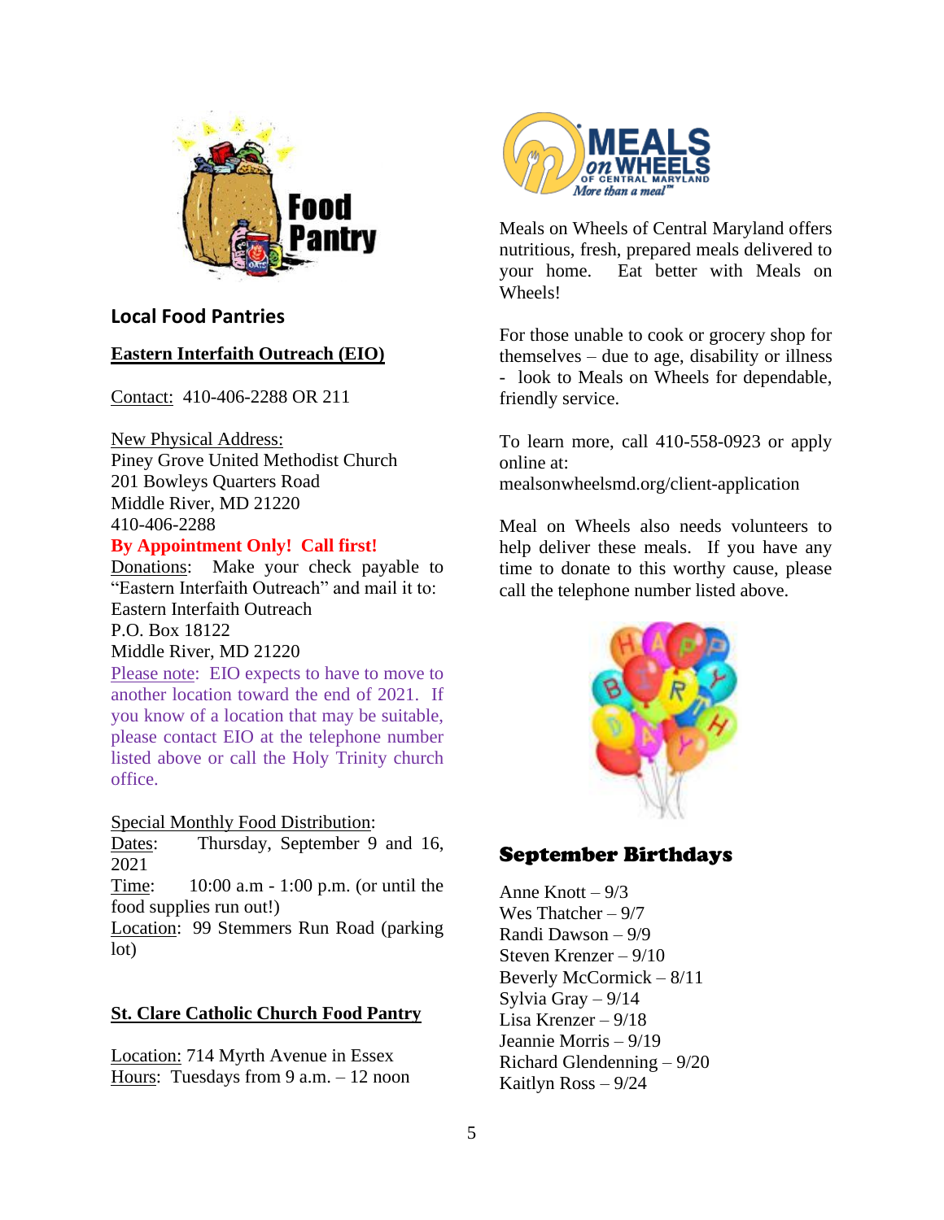## Local Food Pantries

**Eastern Interfaith Outreach (EIO)**

Contact: 410-406-2288 OR 211

New Physical Address:
Piney Grove United Methodist Church
201 Bowleys Quarters Road
Middle River, MD 21220
410-406-2288

**By Appointment Only! Call first!**

Donations: Make your check payable to "Eastern Interfaith Outreach" and mail it to:
Eastern Interfaith Outreach
P.O. Box 18122
Middle River, MD 21220

Please note: EIO expects to have to move to another location toward the end of 2021. If you know of a location that may be suitable, please contact EIO at the telephone number listed above or call the Holy Trinity church office.

Special Monthly Food Distribution:
Dates: Thursday, September 9 and 16, 2021
Time: 10:00 a.m - 1:00 p.m. (or until the food supplies run out!)
Location: 99 Stemmers Run Road (parking lot)

**St. Clare Catholic Church Food Pantry**

Location: 714 Myrth Avenue in Essex
Hours: Tuesdays from 9 a.m. – 12 noon

Meals on Wheels of Central Maryland offers nutritious, fresh, prepared meals delivered to your home. Eat better with Meals on Wheels!

For those unable to cook or grocery shop for themselves – due to age, disability or illness - look to Meals on Wheels for dependable, friendly service.

To learn more, call 410-558-0923 or apply online at: mealsonwheelsmd.org/client-application

Meal on Wheels also needs volunteers to help deliver these meals. If you have any time to donate to this worthy cause, please call the telephone number listed above.

## September Birthdays

Anne Knott – 9/3
Wes Thatcher – 9/7
Randi Dawson – 9/9
Steven Krenzer – 9/10
Beverly McCormick – 8/11
Sylvia Gray – 9/14
Lisa Krenzer – 9/18
Jeannie Morris – 9/19
Richard Glendenning – 9/20
Kaitlyn Ross – 9/24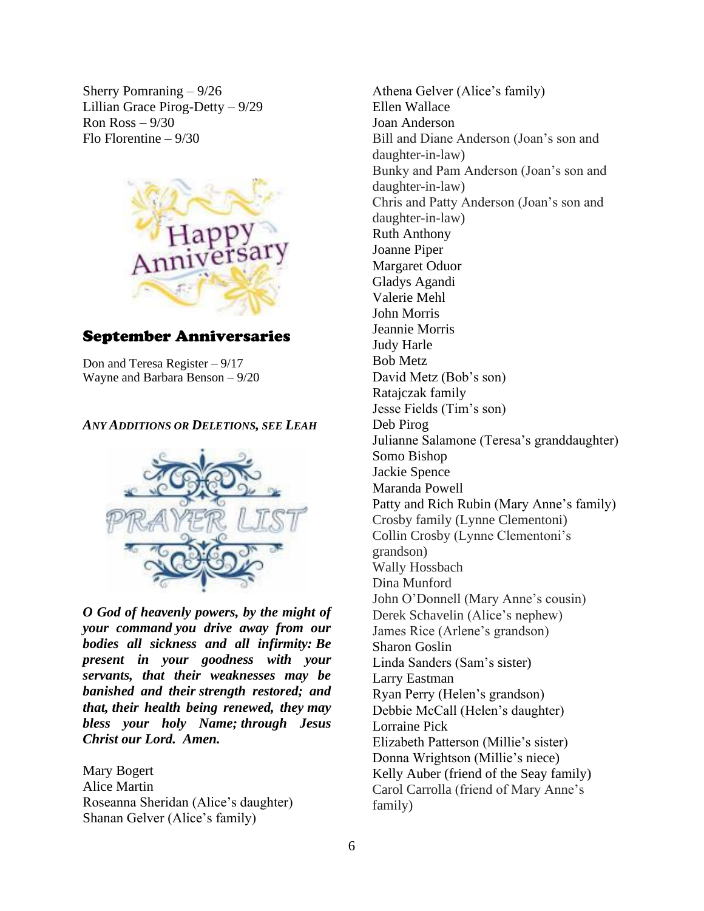Sherry Pomraning – 9/26
Lillian Grace Pirog-Detty – 9/29
Ron Ross – 9/30
Flo Florentine – 9/30

## September Anniversaries

Don and Teresa Register – 9/17
Wayne and Barbara Benson – 9/20

***ANY ADDITIONS OR DELETIONS, SEE LEAH***

***O God of heavenly powers, by the might of your command you drive away from our bodies all sickness and all infirmity: Be present in your goodness with your servants, that their weaknesses may be banished and their strength restored; and that, their health being renewed, they may bless your holy Name; through Jesus Christ our Lord. Amen.***

Mary Bogert
Alice Martin
Roseanna Sheridan (Alice's daughter)
Shanan Gelver (Alice's family)
Athena Gelver (Alice's family)
Ellen Wallace
Joan Anderson
Bill and Diane Anderson (Joan's son and daughter-in-law)
Bunky and Pam Anderson (Joan's son and daughter-in-law)
Chris and Patty Anderson (Joan's son and daughter-in-law)
Ruth Anthony
Joanne Piper
Margaret Oduor
Gladys Agandi
Valerie Mehl
John Morris
Jeannie Morris
Judy Harle
Bob Metz
David Metz (Bob's son)
Ratajczak family
Jesse Fields (Tim's son)
Deb Pirog
Julianne Salamone (Teresa's granddaughter)
Somo Bishop
Jackie Spence
Maranda Powell
Patty and Rich Rubin (Mary Anne's family)
Crosby family (Lynne Clementoni)
Collin Crosby (Lynne Clementoni's grandson)
Wally Hossbach
Dina Munford
John O'Donnell (Mary Anne's cousin)
Derek Schavelin (Alice's nephew)
James Rice (Arlene's grandson)
Sharon Goslin
Linda Sanders (Sam's sister)
Larry Eastman
Ryan Perry (Helen's grandson)
Debbie McCall (Helen's daughter)
Lorraine Pick
Elizabeth Patterson (Millie's sister)
Donna Wrightson (Millie's niece)
Kelly Auber (friend of the Seay family)
Carol Carrolla (friend of Mary Anne's family)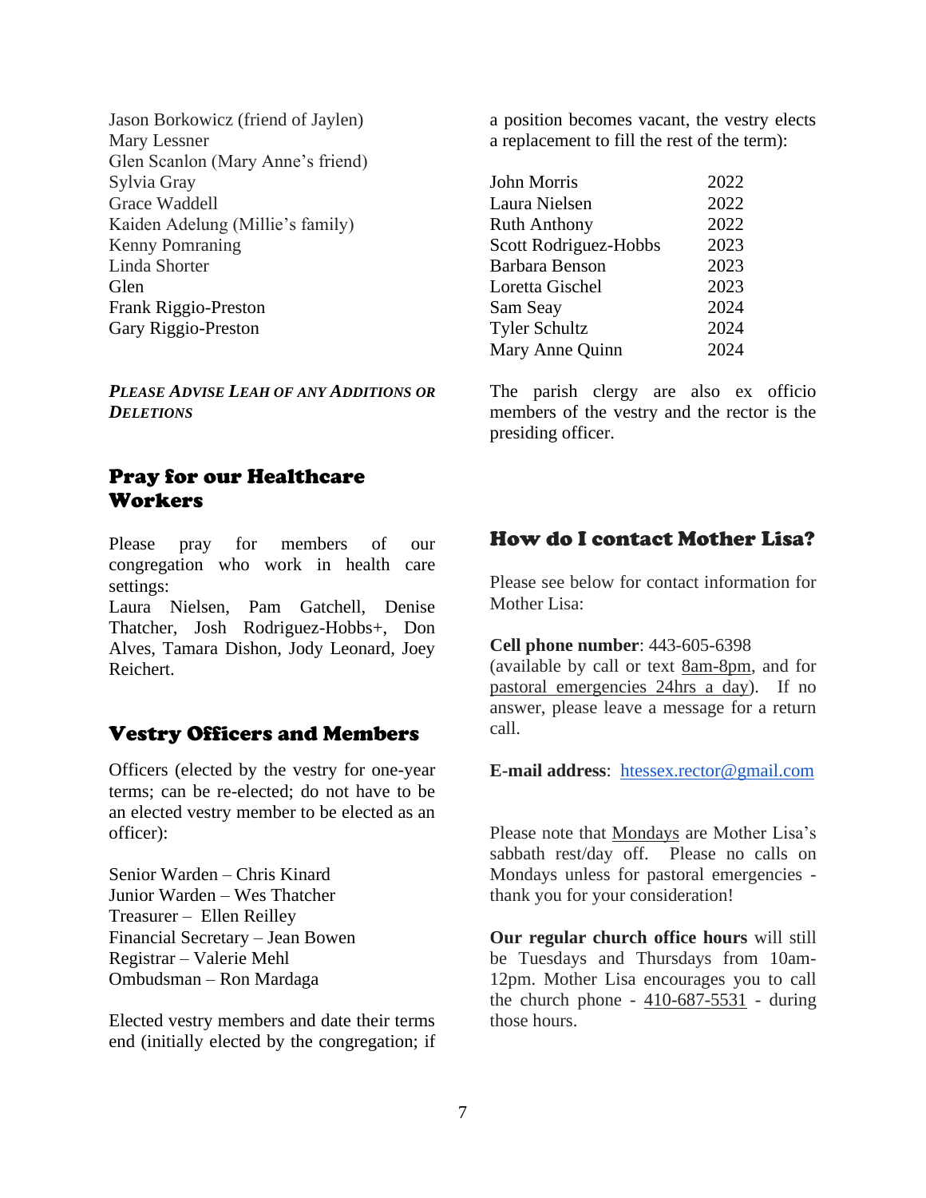Jason Borkowicz (friend of Jaylen)
Mary Lessner
Glen Scanlon (Mary Anne's friend)
Sylvia Gray
Grace Waddell
Kaiden Adelung (Millie's family)
Kenny Pomraning
Linda Shorter
Glen
Frank Riggio-Preston
Gary Riggio-Preston

***PLEASE ADVISE LEAH OF ANY ADDITIONS OR DELETIONS***

## Pray for our Healthcare Workers

Please pray for members of our congregation who work in health care settings:
Laura Nielsen, Pam Gatchell, Denise Thatcher, Josh Rodriguez-Hobbs+, Don Alves, Tamara Dishon, Jody Leonard, Joey Reichert.

## Vestry Officers and Members

Officers (elected by the vestry for one-year terms; can be re-elected; do not have to be an elected vestry member to be elected as an officer):

Senior Warden – Chris Kinard
Junior Warden – Wes Thatcher
Treasurer – Ellen Reilley
Financial Secretary – Jean Bowen
Registrar – Valerie Mehl
Ombudsman – Ron Mardaga

Elected vestry members and date their terms end (initially elected by the congregation; if a position becomes vacant, the vestry elects a replacement to fill the rest of the term):

| | |
|---|---|
| John Morris | 2022 |
| Laura Nielsen | 2022 |
| Ruth Anthony | 2022 |
| Scott Rodriguez-Hobbs | 2023 |
| Barbara Benson | 2023 |
| Loretta Gischel | 2023 |
| Sam Seay | 2024 |
| Tyler Schultz | 2024 |
| Mary Anne Quinn | 2024 |

The parish clergy are also ex officio members of the vestry and the rector is the presiding officer.

## How do I contact Mother Lisa?

Please see below for contact information for Mother Lisa:

**Cell phone number**: 443-605-6398
(available by call or text 8am-8pm, and for pastoral emergencies 24hrs a day). If no answer, please leave a message for a return call.

**E-mail address**: htessex.rector@gmail.com

Please note that Mondays are Mother Lisa's sabbath rest/day off. Please no calls on Mondays unless for pastoral emergencies - thank you for your consideration!

**Our regular church office hours** will still be Tuesdays and Thursdays from 10am-12pm. Mother Lisa encourages you to call the church phone - 410-687-5531 - during those hours.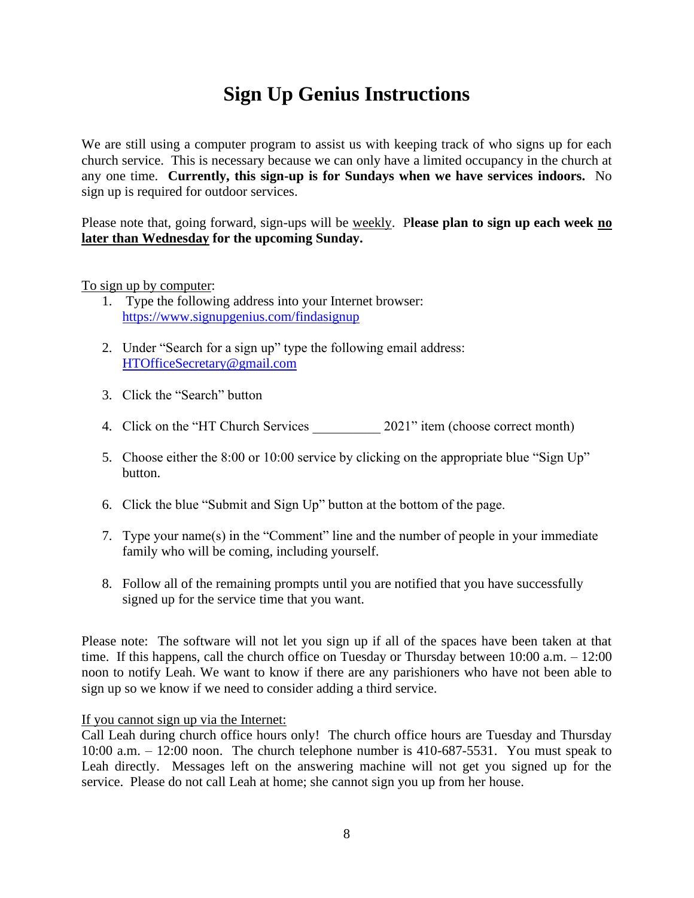# Sign Up Genius Instructions

We are still using a computer program to assist us with keeping track of who signs up for each church service. This is necessary because we can only have a limited occupancy in the church at any one time. **Currently, this sign-up is for Sundays when we have services indoors.** No sign up is required for outdoor services.

Please note that, going forward, sign-ups will be <u>weekly</u>. P**lease plan to sign up each week <u>no later than Wednesday</u> for the upcoming Sunday.**

<u>To sign up by computer</u>:

1. Type the following address into your Internet browser: [https://www.signupgenius.com/findasignup](https://www.signupgenius.com/findasignup)
2. Under "Search for a sign up" type the following email address: [HTOfficeSecretary@gmail.com](mailto:HTOfficeSecretary@gmail.com)
3. Click the "Search" button
4. Click on the "HT Church Services __________ 2021" item (choose correct month)
5. Choose either the 8:00 or 10:00 service by clicking on the appropriate blue "Sign Up" button.
6. Click the blue "Submit and Sign Up" button at the bottom of the page.
7. Type your name(s) in the "Comment" line and the number of people in your immediate family who will be coming, including yourself.
8. Follow all of the remaining prompts until you are notified that you have successfully signed up for the service time that you want.

Please note: The software will not let you sign up if all of the spaces have been taken at that time. If this happens, call the church office on Tuesday or Thursday between 10:00 a.m. – 12:00 noon to notify Leah. We want to know if there are any parishioners who have not been able to sign up so we know if we need to consider adding a third service.

<u>If you cannot sign up via the Internet:</u>
Call Leah during church office hours only! The church office hours are Tuesday and Thursday 10:00 a.m. – 12:00 noon. The church telephone number is 410-687-5531. You must speak to Leah directly. Messages left on the answering machine will not get you signed up for the service. Please do not call Leah at home; she cannot sign you up from her house.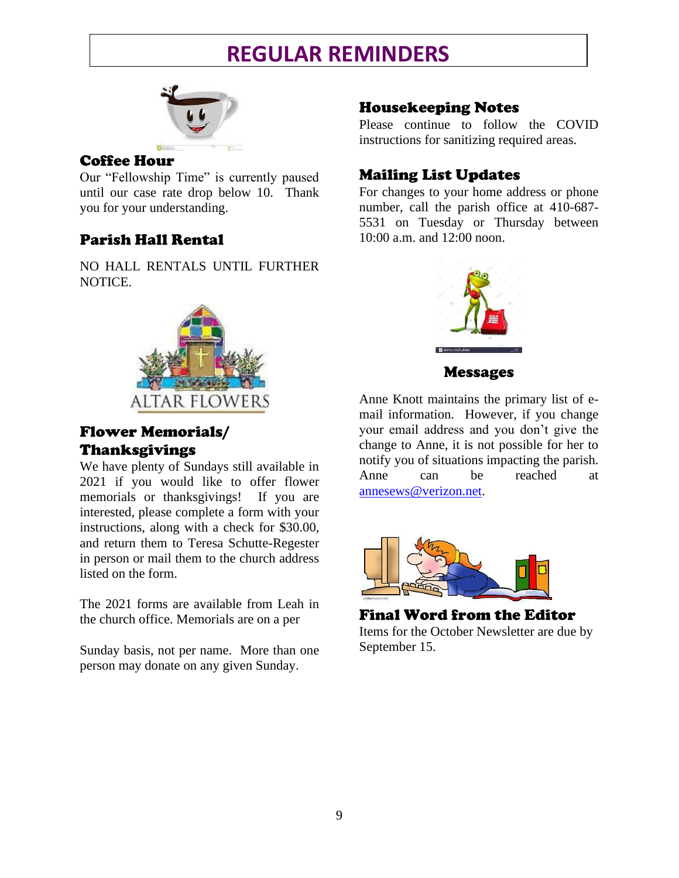# REGULAR REMINDERS

## Coffee Hour

Our "Fellowship Time" is currently paused until our case rate drop below 10. Thank you for your understanding.

## Parish Hall Rental

NO HALL RENTALS UNTIL FURTHER NOTICE.

ALTAR FLOWERS

## Flower Memorials/ Thanksgivings

We have plenty of Sundays still available in 2021 if you would like to offer flower memorials or thanksgivings! If you are interested, please complete a form with your instructions, along with a check for $30.00, and return them to Teresa Schutte-Regester in person or mail them to the church address listed on the form.

The 2021 forms are available from Leah in the church office. Memorials are on a per

Sunday basis, not per name. More than one person may donate on any given Sunday.

## Housekeeping Notes

Please continue to follow the COVID instructions for sanitizing required areas.

## Mailing List Updates

For changes to your home address or phone number, call the parish office at 410-687-5531 on Tuesday or Thursday between 10:00 a.m. and 12:00 noon.

## Messages

Anne Knott maintains the primary list of e-mail information. However, if you change your email address and you don't give the change to Anne, it is not possible for her to notify you of situations impacting the parish. Anne can be reached at annesews@verizon.net.

## Final Word from the Editor

Items for the October Newsletter are due by September 15.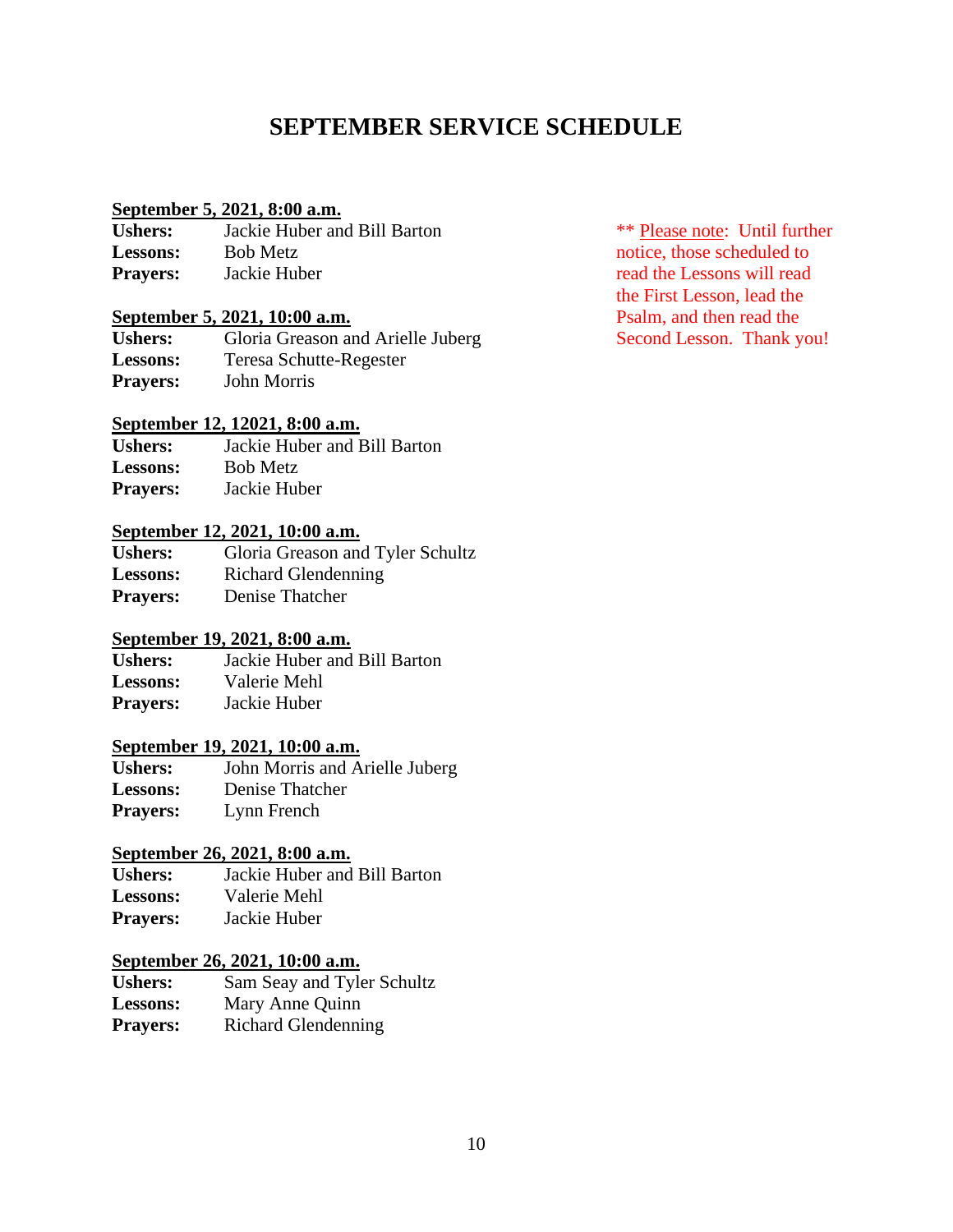# SEPTEMBER SERVICE SCHEDULE

** Please note: Until further notice, those scheduled to read the Lessons will read the First Lesson, lead the Psalm, and then read the Second Lesson. Thank you!

**September 5, 2021, 8:00 a.m.**
**Ushers:** Jackie Huber and Bill Barton
**Lessons:** Bob Metz
**Prayers:** Jackie Huber

**September 5, 2021, 10:00 a.m.**
**Ushers:** Gloria Greason and Arielle Juberg
**Lessons:** Teresa Schutte-Regester
**Prayers:** John Morris

**September 12, 12021, 8:00 a.m.**
**Ushers:** Jackie Huber and Bill Barton
**Lessons:** Bob Metz
**Prayers:** Jackie Huber

**September 12, 2021, 10:00 a.m.**
**Ushers:** Gloria Greason and Tyler Schultz
**Lessons:** Richard Glendenning
**Prayers:** Denise Thatcher

**September 19, 2021, 8:00 a.m.**
**Ushers:** Jackie Huber and Bill Barton
**Lessons:** Valerie Mehl
**Prayers:** Jackie Huber

**September 19, 2021, 10:00 a.m.**
**Ushers:** John Morris and Arielle Juberg
**Lessons:** Denise Thatcher
**Prayers:** Lynn French

**September 26, 2021, 8:00 a.m.**
**Ushers:** Jackie Huber and Bill Barton
**Lessons:** Valerie Mehl
**Prayers:** Jackie Huber

**September 26, 2021, 10:00 a.m.**
**Ushers:** Sam Seay and Tyler Schultz
**Lessons:** Mary Anne Quinn
**Prayers:** Richard Glendenning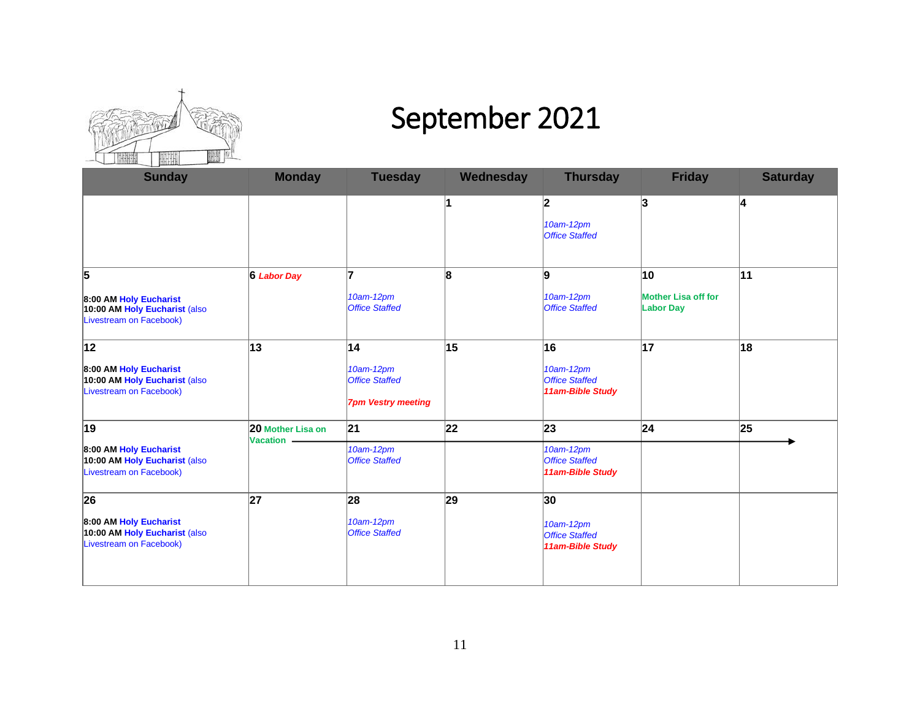# September 2021

| Sunday | Monday | Tuesday | Wednesday | Thursday | Friday | Saturday |
|---|---|---|---|---|---|---|
| | | | 1 | 2<br>*10am-12pm Office Staffed* | 3 | 4 |
| 5<br>**8:00 AM Holy Eucharist**<br>**10:00 AM Holy Eucharist** (also Livestream on Facebook) | 6 ***Labor Day*** | 7<br>*10am-12pm Office Staffed* | 8 | 9<br>*10am-12pm Office Staffed* | 10<br>**Mother Lisa off for Labor Day** | 11 |
| 12<br>**8:00 AM Holy Eucharist**<br>**10:00 AM Holy Eucharist** (also Livestream on Facebook) | 13 | 14<br>*10am-12pm Office Staffed*<br>***7pm Vestry meeting*** | 15 | 16<br>*10am-12pm Office Staffed*<br>***11am-Bible Study*** | 17 | 18 |
| 19<br>**8:00 AM Holy Eucharist**<br>**10:00 AM Holy Eucharist** (also Livestream on Facebook) | 20 **Mother Lisa on Vacation** → | 21<br>*10am-12pm Office Staffed* | 22 | 23<br>*10am-12pm Office Staffed*<br>***11am-Bible Study*** | 24 | 25 |
| 26<br>**8:00 AM Holy Eucharist**<br>**10:00 AM Holy Eucharist** (also Livestream on Facebook) | 27 | 28<br>*10am-12pm Office Staffed* | 29 | 30<br>*10am-12pm Office Staffed*<br>***11am-Bible Study*** | | |